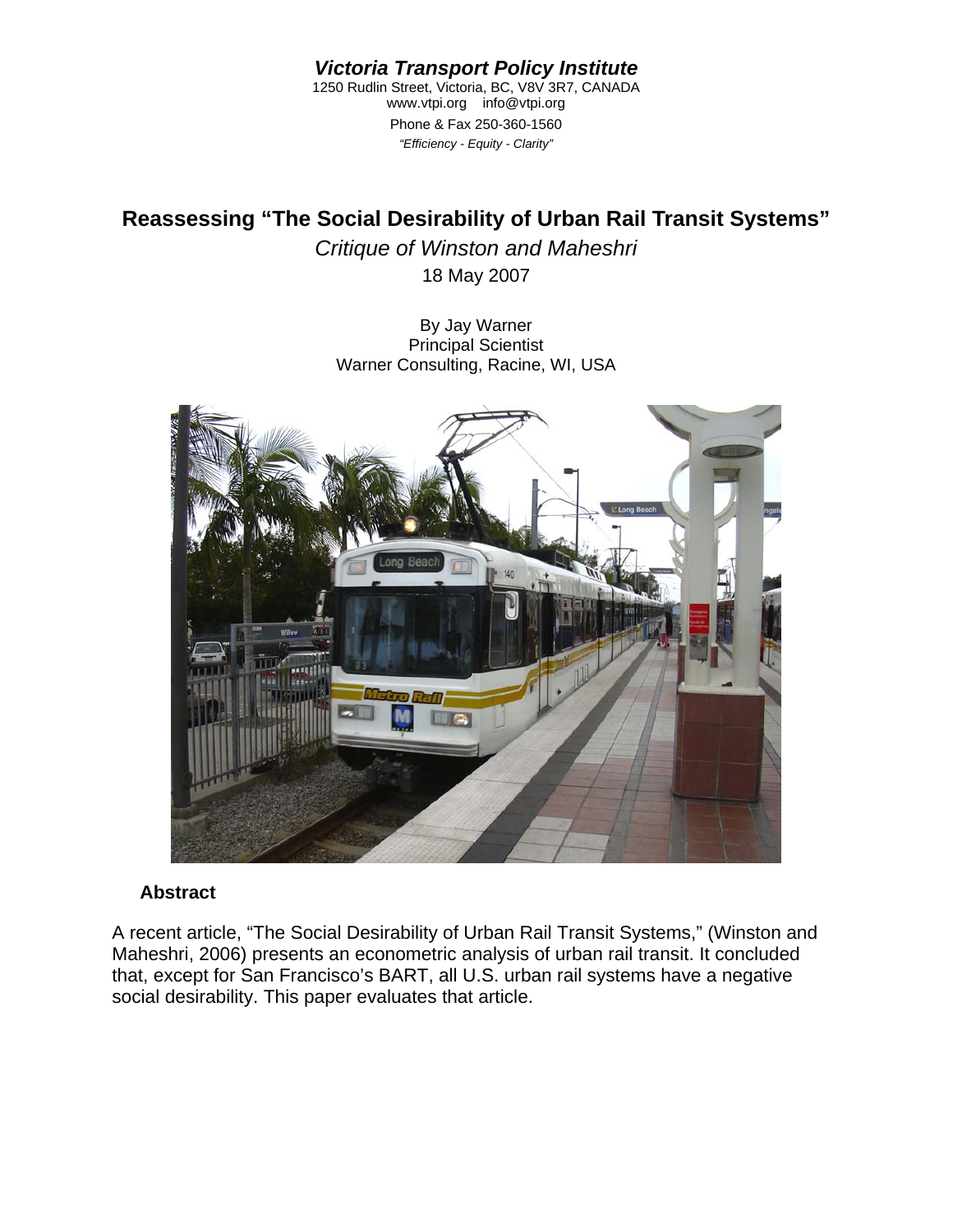***Victoria Transport Policy Institute***

1250 Rudlin Street, Victoria, BC, V8V 3R7, CANADA
www.vtpi.org info@vtpi.org
Phone & Fax 250-360-1560
*"Efficiency - Equity - Clarity"*

# Reassessing "The Social Desirability of Urban Rail Transit Systems"

*Critique of Winston and Maheshri*

18 May 2007

By Jay Warner
Principal Scientist
Warner Consulting, Racine, WI, USA

### Abstract

A recent article, "The Social Desirability of Urban Rail Transit Systems," (Winston and Maheshri, 2006) presents an econometric analysis of urban rail transit. It concluded that, except for San Francisco's BART, all U.S. urban rail systems have a negative social desirability. This paper evaluates that article.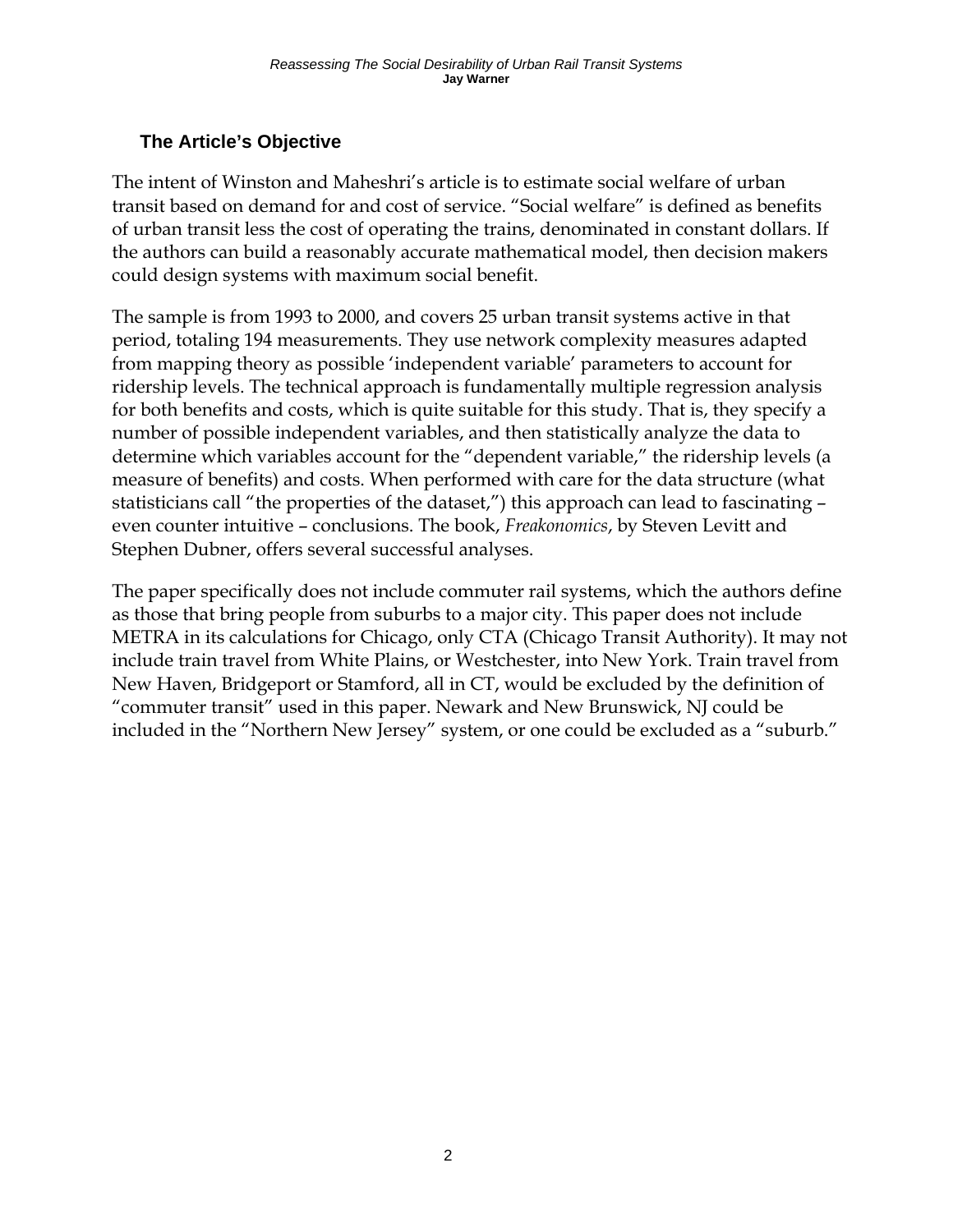## The Article's Objective

The intent of Winston and Maheshri's article is to estimate social welfare of urban transit based on demand for and cost of service. "Social welfare" is defined as benefits of urban transit less the cost of operating the trains, denominated in constant dollars. If the authors can build a reasonably accurate mathematical model, then decision makers could design systems with maximum social benefit.

The sample is from 1993 to 2000, and covers 25 urban transit systems active in that period, totaling 194 measurements. They use network complexity measures adapted from mapping theory as possible 'independent variable' parameters to account for ridership levels. The technical approach is fundamentally multiple regression analysis for both benefits and costs, which is quite suitable for this study. That is, they specify a number of possible independent variables, and then statistically analyze the data to determine which variables account for the "dependent variable," the ridership levels (a measure of benefits) and costs. When performed with care for the data structure (what statisticians call "the properties of the dataset,") this approach can lead to fascinating – even counter intuitive – conclusions. The book, *Freakonomics*, by Steven Levitt and Stephen Dubner, offers several successful analyses.

The paper specifically does not include commuter rail systems, which the authors define as those that bring people from suburbs to a major city. This paper does not include METRA in its calculations for Chicago, only CTA (Chicago Transit Authority). It may not include train travel from White Plains, or Westchester, into New York. Train travel from New Haven, Bridgeport or Stamford, all in CT, would be excluded by the definition of "commuter transit" used in this paper. Newark and New Brunswick, NJ could be included in the "Northern New Jersey" system, or one could be excluded as a "suburb."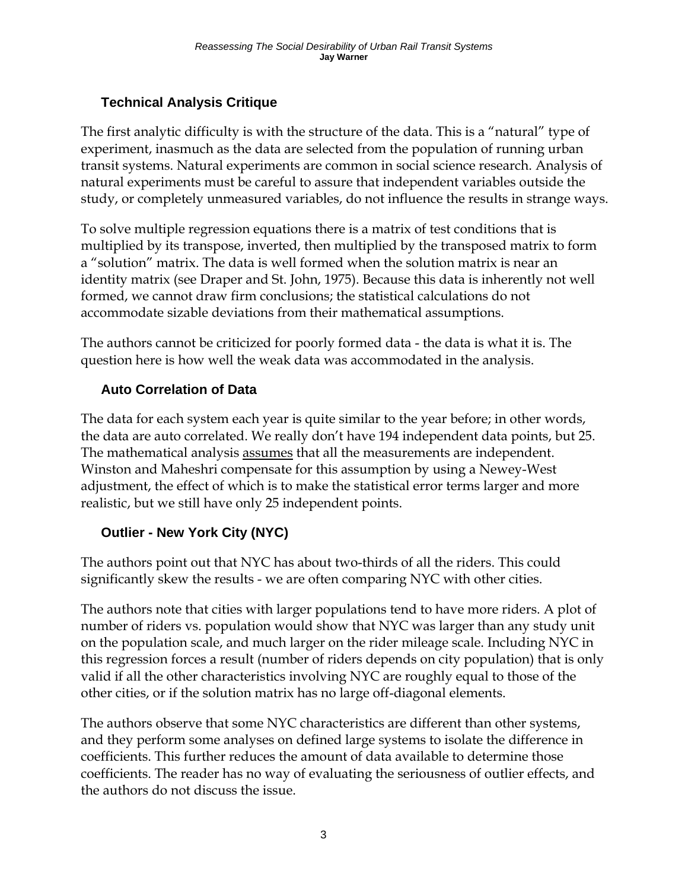## Technical Analysis Critique

The first analytic difficulty is with the structure of the data. This is a "natural" type of experiment, inasmuch as the data are selected from the population of running urban transit systems. Natural experiments are common in social science research. Analysis of natural experiments must be careful to assure that independent variables outside the study, or completely unmeasured variables, do not influence the results in strange ways.

To solve multiple regression equations there is a matrix of test conditions that is multiplied by its transpose, inverted, then multiplied by the transposed matrix to form a "solution" matrix. The data is well formed when the solution matrix is near an identity matrix (see Draper and St. John, 1975). Because this data is inherently not well formed, we cannot draw firm conclusions; the statistical calculations do not accommodate sizable deviations from their mathematical assumptions.

The authors cannot be criticized for poorly formed data - the data is what it is. The question here is how well the weak data was accommodated in the analysis.

### Auto Correlation of Data

The data for each system each year is quite similar to the year before; in other words, the data are auto correlated. We really don't have 194 independent data points, but 25. The mathematical analysis assumes that all the measurements are independent. Winston and Maheshri compensate for this assumption by using a Newey-West adjustment, the effect of which is to make the statistical error terms larger and more realistic, but we still have only 25 independent points.

### Outlier - New York City (NYC)

The authors point out that NYC has about two-thirds of all the riders. This could significantly skew the results - we are often comparing NYC with other cities.

The authors note that cities with larger populations tend to have more riders. A plot of number of riders vs. population would show that NYC was larger than any study unit on the population scale, and much larger on the rider mileage scale. Including NYC in this regression forces a result (number of riders depends on city population) that is only valid if all the other characteristics involving NYC are roughly equal to those of the other cities, or if the solution matrix has no large off-diagonal elements.

The authors observe that some NYC characteristics are different than other systems, and they perform some analyses on defined large systems to isolate the difference in coefficients. This further reduces the amount of data available to determine those coefficients. The reader has no way of evaluating the seriousness of outlier effects, and the authors do not discuss the issue.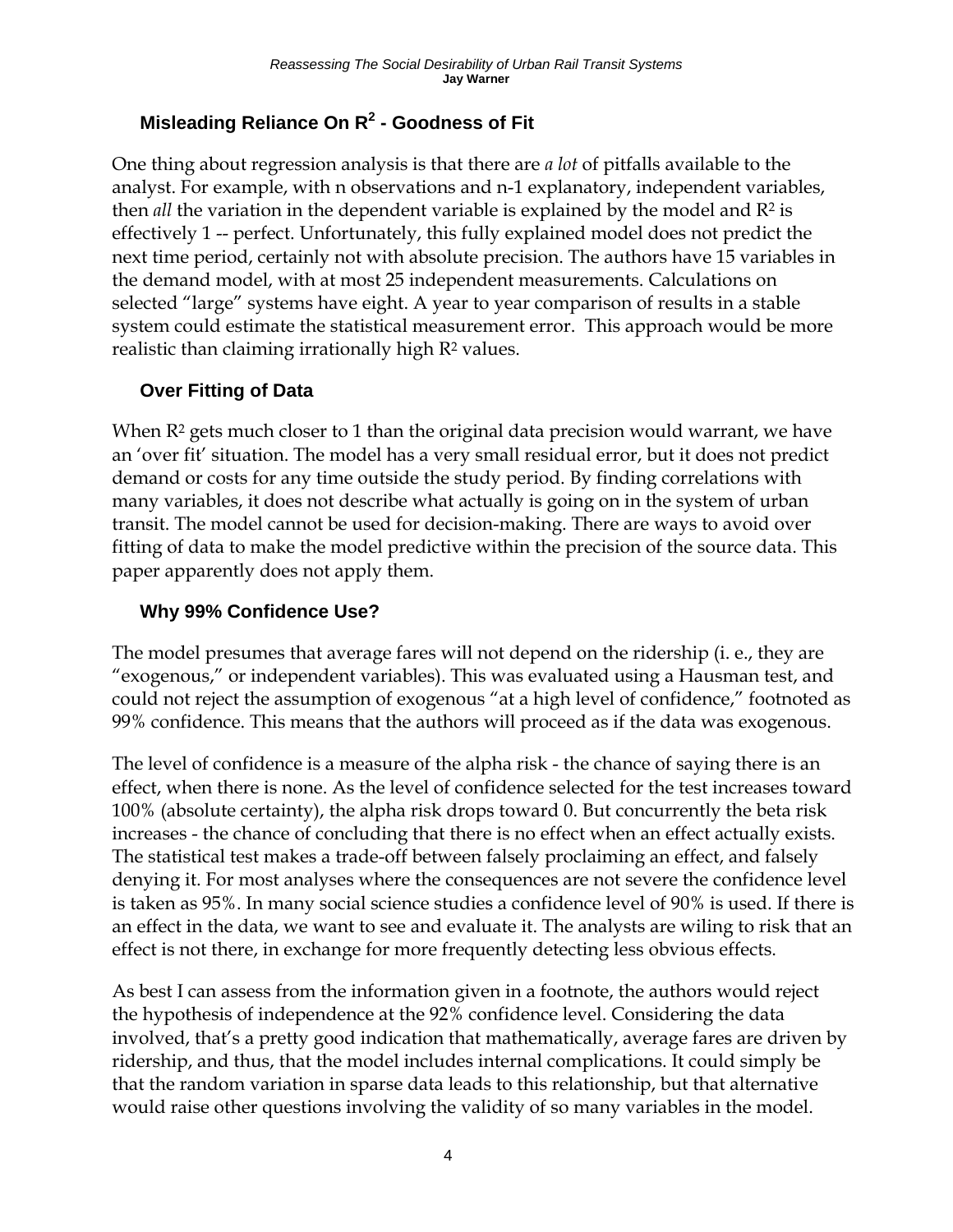## Misleading Reliance On $R^2$ - Goodness of Fit

One thing about regression analysis is that there are *a lot* of pitfalls available to the analyst. For example, with n observations and n-1 explanatory, independent variables, then *all* the variation in the dependent variable is explained by the model and $R^2$ is effectively 1 -- perfect. Unfortunately, this fully explained model does not predict the next time period, certainly not with absolute precision. The authors have 15 variables in the demand model, with at most 25 independent measurements. Calculations on selected "large" systems have eight. A year to year comparison of results in a stable system could estimate the statistical measurement error. This approach would be more realistic than claiming irrationally high $R^2$ values.

## Over Fitting of Data

When $R^2$ gets much closer to 1 than the original data precision would warrant, we have an 'over fit' situation. The model has a very small residual error, but it does not predict demand or costs for any time outside the study period. By finding correlations with many variables, it does not describe what actually is going on in the system of urban transit. The model cannot be used for decision-making. There are ways to avoid over fitting of data to make the model predictive within the precision of the source data. This paper apparently does not apply them.

## Why 99% Confidence Use?

The model presumes that average fares will not depend on the ridership (i. e., they are "exogenous," or independent variables). This was evaluated using a Hausman test, and could not reject the assumption of exogenous "at a high level of confidence," footnoted as 99% confidence. This means that the authors will proceed as if the data was exogenous.

The level of confidence is a measure of the alpha risk - the chance of saying there is an effect, when there is none. As the level of confidence selected for the test increases toward 100% (absolute certainty), the alpha risk drops toward 0. But concurrently the beta risk increases - the chance of concluding that there is no effect when an effect actually exists. The statistical test makes a trade-off between falsely proclaiming an effect, and falsely denying it. For most analyses where the consequences are not severe the confidence level is taken as 95%. In many social science studies a confidence level of 90% is used. If there is an effect in the data, we want to see and evaluate it. The analysts are wiling to risk that an effect is not there, in exchange for more frequently detecting less obvious effects.

As best I can assess from the information given in a footnote, the authors would reject the hypothesis of independence at the 92% confidence level. Considering the data involved, that's a pretty good indication that mathematically, average fares are driven by ridership, and thus, that the model includes internal complications. It could simply be that the random variation in sparse data leads to this relationship, but that alternative would raise other questions involving the validity of so many variables in the model.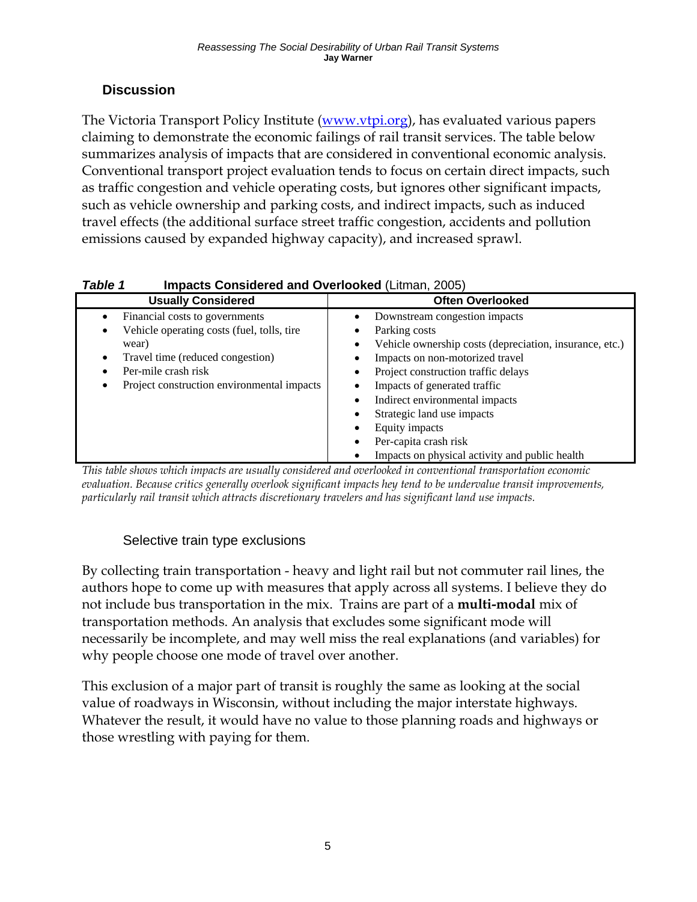## Discussion

The Victoria Transport Policy Institute (www.vtpi.org), has evaluated various papers claiming to demonstrate the economic failings of rail transit services. The table below summarizes analysis of impacts that are considered in conventional economic analysis. Conventional transport project evaluation tends to focus on certain direct impacts, such as traffic congestion and vehicle operating costs, but ignores other significant impacts, such as vehicle ownership and parking costs, and indirect impacts, such as induced travel effects (the additional surface street traffic congestion, accidents and pollution emissions caused by expanded highway capacity), and increased sprawl.

***Table 1*** **Impacts Considered and Overlooked** (Litman, 2005)

| Usually Considered | Often Overlooked |
|---|---|
| • Financial costs to governments<br>• Vehicle operating costs (fuel, tolls, tire wear)<br>• Travel time (reduced congestion)<br>• Per-mile crash risk<br>• Project construction environmental impacts | • Downstream congestion impacts<br>• Parking costs<br>• Vehicle ownership costs (depreciation, insurance, etc.)<br>• Impacts on non-motorized travel<br>• Project construction traffic delays<br>• Impacts of generated traffic<br>• Indirect environmental impacts<br>• Strategic land use impacts<br>• Equity impacts<br>• Per-capita crash risk<br>• Impacts on physical activity and public health |

*This table shows which impacts are usually considered and overlooked in conventional transportation economic evaluation. Because critics generally overlook significant impacts hey tend to be undervalue transit improvements, particularly rail transit which attracts discretionary travelers and has significant land use impacts.*

### Selective train type exclusions

By collecting train transportation - heavy and light rail but not commuter rail lines, the authors hope to come up with measures that apply across all systems. I believe they do not include bus transportation in the mix. Trains are part of a **multi-modal** mix of transportation methods. An analysis that excludes some significant mode will necessarily be incomplete, and may well miss the real explanations (and variables) for why people choose one mode of travel over another.

This exclusion of a major part of transit is roughly the same as looking at the social value of roadways in Wisconsin, without including the major interstate highways. Whatever the result, it would have no value to those planning roads and highways or those wrestling with paying for them.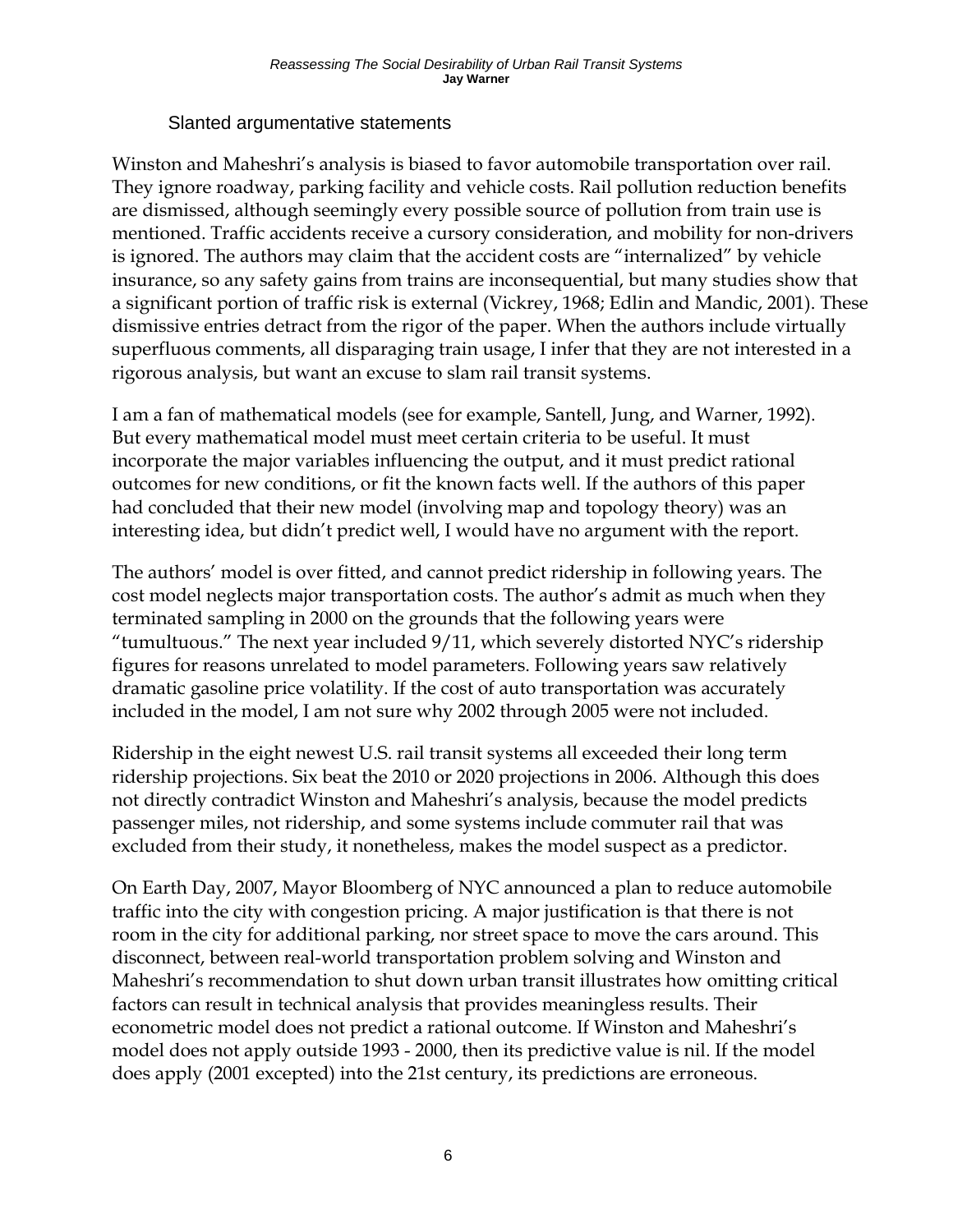### Slanted argumentative statements

Winston and Maheshri's analysis is biased to favor automobile transportation over rail. They ignore roadway, parking facility and vehicle costs. Rail pollution reduction benefits are dismissed, although seemingly every possible source of pollution from train use is mentioned. Traffic accidents receive a cursory consideration, and mobility for non-drivers is ignored. The authors may claim that the accident costs are "internalized" by vehicle insurance, so any safety gains from trains are inconsequential, but many studies show that a significant portion of traffic risk is external (Vickrey, 1968; Edlin and Mandic, 2001). These dismissive entries detract from the rigor of the paper. When the authors include virtually superfluous comments, all disparaging train usage, I infer that they are not interested in a rigorous analysis, but want an excuse to slam rail transit systems.

I am a fan of mathematical models (see for example, Santell, Jung, and Warner, 1992). But every mathematical model must meet certain criteria to be useful. It must incorporate the major variables influencing the output, and it must predict rational outcomes for new conditions, or fit the known facts well. If the authors of this paper had concluded that their new model (involving map and topology theory) was an interesting idea, but didn't predict well, I would have no argument with the report.

The authors' model is over fitted, and cannot predict ridership in following years. The cost model neglects major transportation costs. The author's admit as much when they terminated sampling in 2000 on the grounds that the following years were "tumultuous." The next year included 9/11, which severely distorted NYC's ridership figures for reasons unrelated to model parameters. Following years saw relatively dramatic gasoline price volatility. If the cost of auto transportation was accurately included in the model, I am not sure why 2002 through 2005 were not included.

Ridership in the eight newest U.S. rail transit systems all exceeded their long term ridership projections. Six beat the 2010 or 2020 projections in 2006. Although this does not directly contradict Winston and Maheshri's analysis, because the model predicts passenger miles, not ridership, and some systems include commuter rail that was excluded from their study, it nonetheless, makes the model suspect as a predictor.

On Earth Day, 2007, Mayor Bloomberg of NYC announced a plan to reduce automobile traffic into the city with congestion pricing. A major justification is that there is not room in the city for additional parking, nor street space to move the cars around. This disconnect, between real-world transportation problem solving and Winston and Maheshri's recommendation to shut down urban transit illustrates how omitting critical factors can result in technical analysis that provides meaningless results. Their econometric model does not predict a rational outcome. If Winston and Maheshri's model does not apply outside 1993 - 2000, then its predictive value is nil. If the model does apply (2001 excepted) into the 21st century, its predictions are erroneous.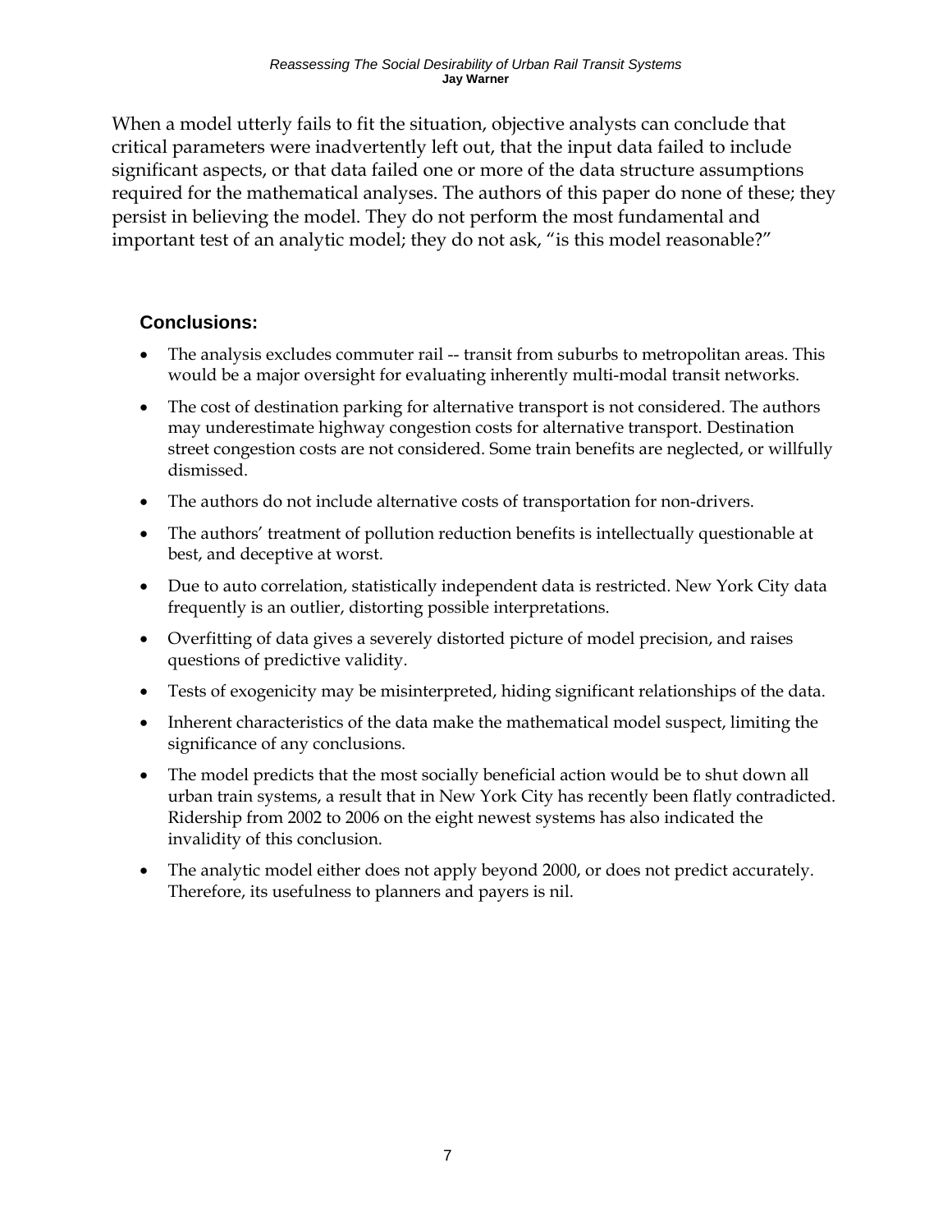When a model utterly fails to fit the situation, objective analysts can conclude that critical parameters were inadvertently left out, that the input data failed to include significant aspects, or that data failed one or more of the data structure assumptions required for the mathematical analyses. The authors of this paper do none of these; they persist in believing the model. They do not perform the most fundamental and important test of an analytic model; they do not ask, "is this model reasonable?"

## Conclusions:

- The analysis excludes commuter rail -- transit from suburbs to metropolitan areas. This would be a major oversight for evaluating inherently multi-modal transit networks.
- The cost of destination parking for alternative transport is not considered. The authors may underestimate highway congestion costs for alternative transport. Destination street congestion costs are not considered. Some train benefits are neglected, or willfully dismissed.
- The authors do not include alternative costs of transportation for non-drivers.
- The authors' treatment of pollution reduction benefits is intellectually questionable at best, and deceptive at worst.
- Due to auto correlation, statistically independent data is restricted. New York City data frequently is an outlier, distorting possible interpretations.
- Overfitting of data gives a severely distorted picture of model precision, and raises questions of predictive validity.
- Tests of exogenicity may be misinterpreted, hiding significant relationships of the data.
- Inherent characteristics of the data make the mathematical model suspect, limiting the significance of any conclusions.
- The model predicts that the most socially beneficial action would be to shut down all urban train systems, a result that in New York City has recently been flatly contradicted. Ridership from 2002 to 2006 on the eight newest systems has also indicated the invalidity of this conclusion.
- The analytic model either does not apply beyond 2000, or does not predict accurately. Therefore, its usefulness to planners and payers is nil.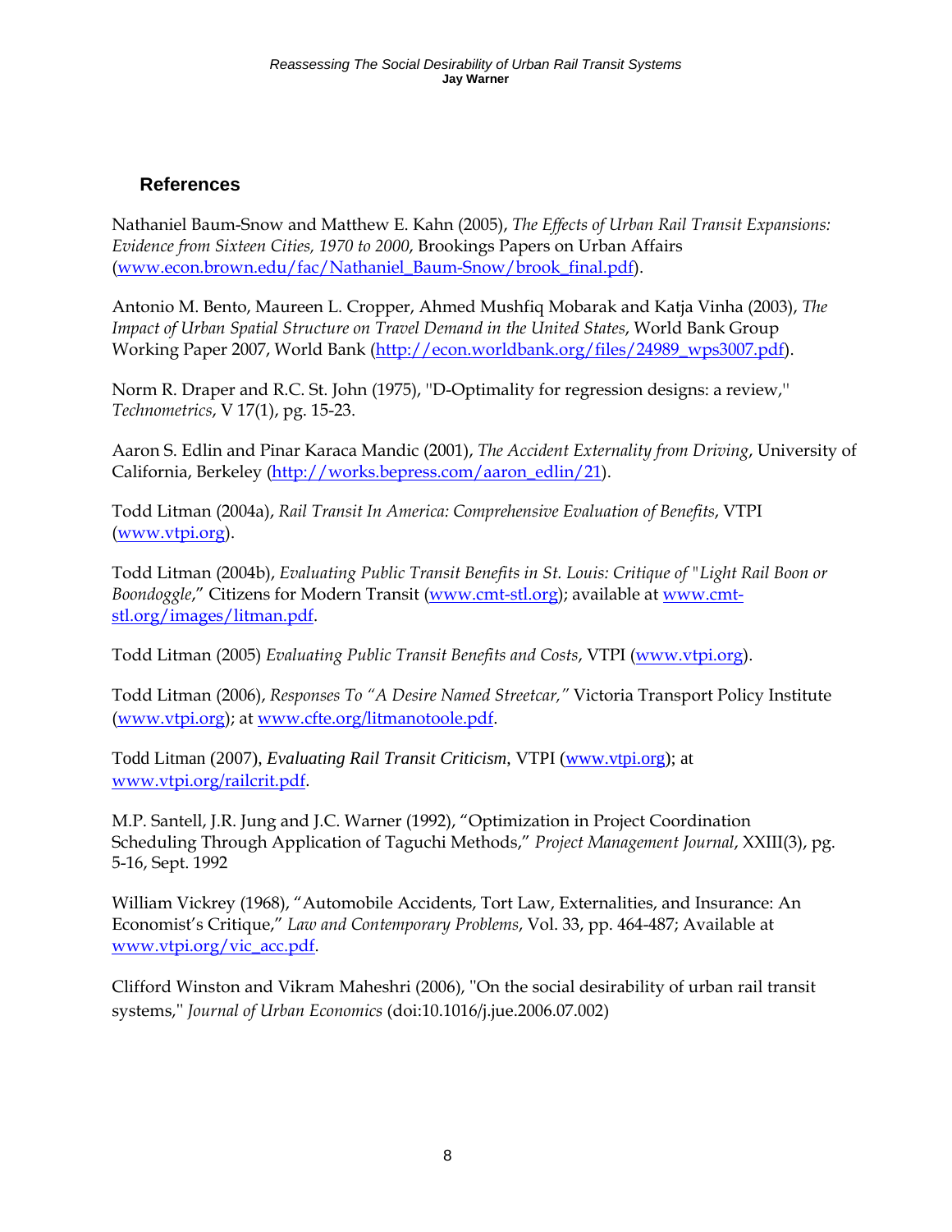## References

Nathaniel Baum-Snow and Matthew E. Kahn (2005), *The Effects of Urban Rail Transit Expansions: Evidence from Sixteen Cities, 1970 to 2000*, Brookings Papers on Urban Affairs (www.econ.brown.edu/fac/Nathaniel_Baum-Snow/brook_final.pdf).

Antonio M. Bento, Maureen L. Cropper, Ahmed Mushfiq Mobarak and Katja Vinha (2003), *The Impact of Urban Spatial Structure on Travel Demand in the United States*, World Bank Group Working Paper 2007, World Bank (http://econ.worldbank.org/files/24989_wps3007.pdf).

Norm R. Draper and R.C. St. John (1975), "D-Optimality for regression designs: a review," *Technometrics*, V 17(1), pg. 15-23.

Aaron S. Edlin and Pinar Karaca Mandic (2001), *The Accident Externality from Driving*, University of California, Berkeley (http://works.bepress.com/aaron_edlin/21).

Todd Litman (2004a), *Rail Transit In America: Comprehensive Evaluation of Benefits*, VTPI (www.vtpi.org).

Todd Litman (2004b), *Evaluating Public Transit Benefits in St. Louis: Critique of "Light Rail Boon or Boondoggle*," Citizens for Modern Transit (www.cmt-stl.org); available at www.cmt-stl.org/images/litman.pdf.

Todd Litman (2005) *Evaluating Public Transit Benefits and Costs*, VTPI (www.vtpi.org).

Todd Litman (2006), *Responses To "A Desire Named Streetcar,"* Victoria Transport Policy Institute (www.vtpi.org); at www.cfte.org/litmanotoole.pdf.

Todd Litman (2007), *Evaluating Rail Transit Criticism*, VTPI (www.vtpi.org); at www.vtpi.org/railcrit.pdf.

M.P. Santell, J.R. Jung and J.C. Warner (1992), "Optimization in Project Coordination Scheduling Through Application of Taguchi Methods," *Project Management Journal*, XXIII(3), pg. 5-16, Sept. 1992

William Vickrey (1968), "Automobile Accidents, Tort Law, Externalities, and Insurance: An Economist's Critique," *Law and Contemporary Problems*, Vol. 33, pp. 464-487; Available at www.vtpi.org/vic_acc.pdf.

Clifford Winston and Vikram Maheshri (2006), "On the social desirability of urban rail transit systems," *Journal of Urban Economics* (doi:10.1016/j.jue.2006.07.002)